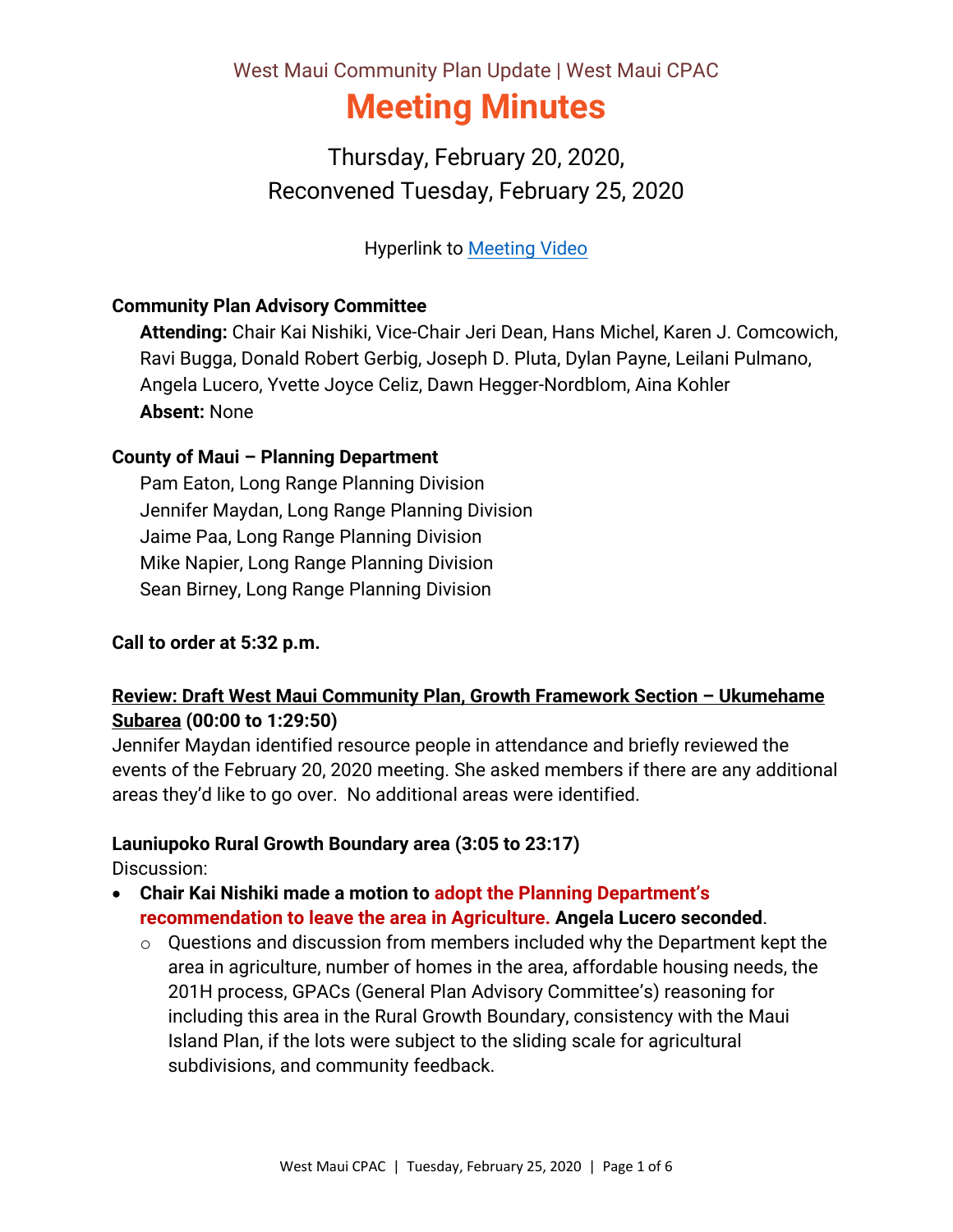West Maui Community Plan Update | West Maui CPAC

# Meeting Minutes

Thursday, February 20, 2020,
Reconvened Tuesday, February 25, 2020

Hyperlink to [Meeting Video]

### Community Plan Advisory Committee

**Attending:** Chair Kai Nishiki, Vice-Chair Jeri Dean, Hans Michel, Karen J. Comcowich, Ravi Bugga, Donald Robert Gerbig, Joseph D. Pluta, Dylan Payne, Leilani Pulmano, Angela Lucero, Yvette Joyce Celiz, Dawn Hegger-Nordblom, Aina Kohler
**Absent:** None

### County of Maui – Planning Department

Pam Eaton, Long Range Planning Division
Jennifer Maydan, Long Range Planning Division
Jaime Paa, Long Range Planning Division
Mike Napier, Long Range Planning Division
Sean Birney, Long Range Planning Division

**Call to order at 5:32 p.m.**

**Review: Draft West Maui Community Plan, Growth Framework Section – Ukumehame Subarea (00:00 to 1:29:50)**

Jennifer Maydan identified resource people in attendance and briefly reviewed the events of the February 20, 2020 meeting. She asked members if there are any additional areas they'd like to go over. No additional areas were identified.

**Launiupoko Rural Growth Boundary area (3:05 to 23:17)**

Discussion:

- **Chair Kai Nishiki made a motion to adopt the Planning Department's recommendation to leave the area in Agriculture. Angela Lucero seconded**.
  - Questions and discussion from members included why the Department kept the area in agriculture, number of homes in the area, affordable housing needs, the 201H process, GPACs (General Plan Advisory Committee's) reasoning for including this area in the Rural Growth Boundary, consistency with the Maui Island Plan, if the lots were subject to the sliding scale for agricultural subdivisions, and community feedback.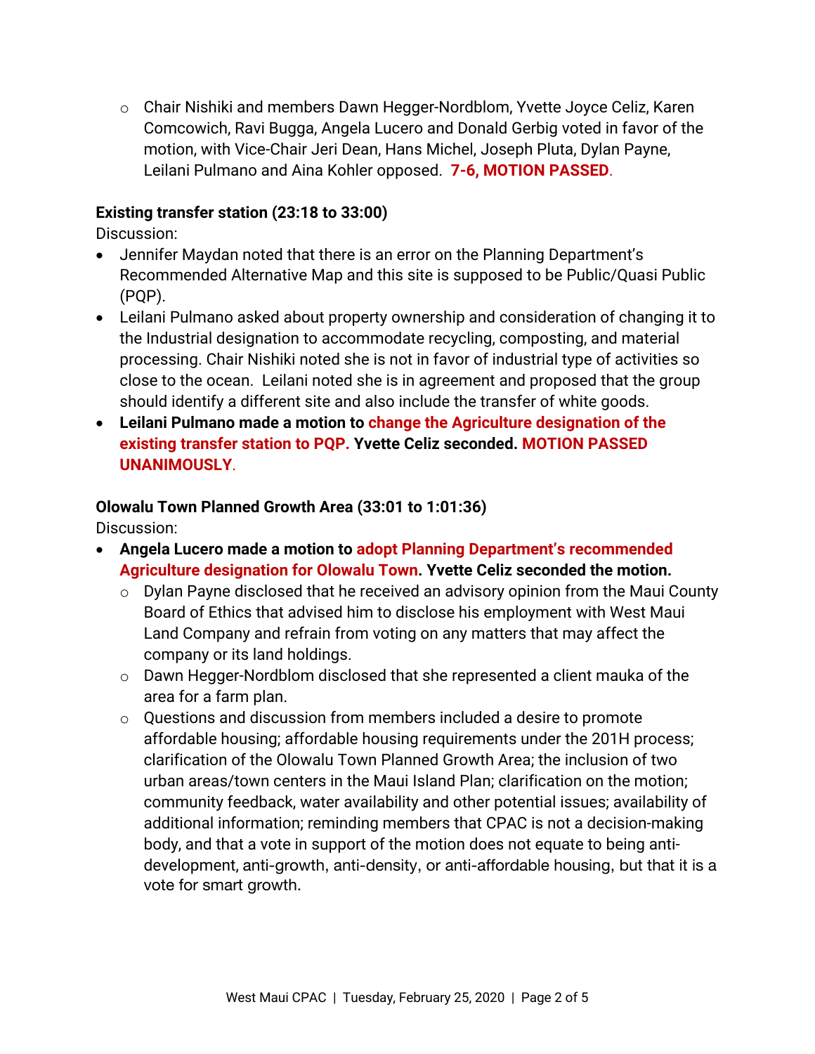- Chair Nishiki and members Dawn Hegger-Nordblom, Yvette Joyce Celiz, Karen Comcowich, Ravi Bugga, Angela Lucero and Donald Gerbig voted in favor of the motion, with Vice-Chair Jeri Dean, Hans Michel, Joseph Pluta, Dylan Payne, Leilani Pulmano and Aina Kohler opposed. **7-6, MOTION PASSED.**

**Existing transfer station (23:18 to 33:00)**

Discussion:

- Jennifer Maydan noted that there is an error on the Planning Department's Recommended Alternative Map and this site is supposed to be Public/Quasi Public (PQP).
- Leilani Pulmano asked about property ownership and consideration of changing it to the Industrial designation to accommodate recycling, composting, and material processing. Chair Nishiki noted she is not in favor of industrial type of activities so close to the ocean. Leilani noted she is in agreement and proposed that the group should identify a different site and also include the transfer of white goods.
- **Leilani Pulmano made a motion to change the Agriculture designation of the existing transfer station to PQP. Yvette Celiz seconded. MOTION PASSED UNANIMOUSLY.**

**Olowalu Town Planned Growth Area (33:01 to 1:01:36)**

Discussion:

- **Angela Lucero made a motion to adopt Planning Department's recommended Agriculture designation for Olowalu Town. Yvette Celiz seconded the motion.**
  - Dylan Payne disclosed that he received an advisory opinion from the Maui County Board of Ethics that advised him to disclose his employment with West Maui Land Company and refrain from voting on any matters that may affect the company or its land holdings.
  - Dawn Hegger-Nordblom disclosed that she represented a client mauka of the area for a farm plan.
  - Questions and discussion from members included a desire to promote affordable housing; affordable housing requirements under the 201H process; clarification of the Olowalu Town Planned Growth Area; the inclusion of two urban areas/town centers in the Maui Island Plan; clarification on the motion; community feedback, water availability and other potential issues; availability of additional information; reminding members that CPAC is not a decision-making body, and that a vote in support of the motion does not equate to being anti-development, anti-growth, anti-density, or anti-affordable housing, but that it is a vote for smart growth.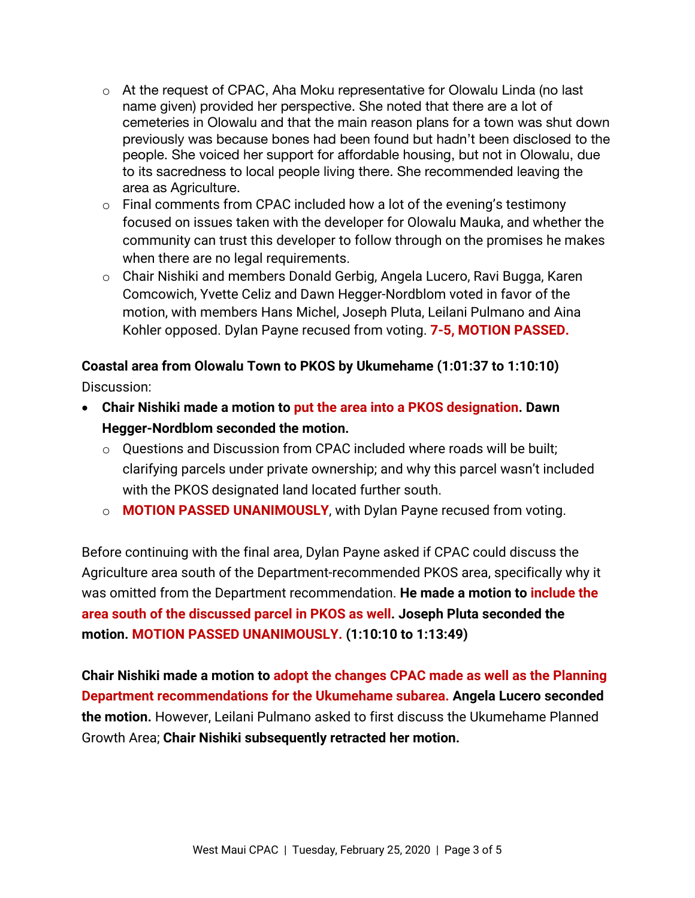- At the request of CPAC, Aha Moku representative for Olowalu Linda (no last name given) provided her perspective. She noted that there are a lot of cemeteries in Olowalu and that the main reason plans for a town was shut down previously was because bones had been found but hadn't been disclosed to the people. She voiced her support for affordable housing, but not in Olowalu, due to its sacredness to local people living there. She recommended leaving the area as Agriculture.
- Final comments from CPAC included how a lot of the evening's testimony focused on issues taken with the developer for Olowalu Mauka, and whether the community can trust this developer to follow through on the promises he makes when there are no legal requirements.
- Chair Nishiki and members Donald Gerbig, Angela Lucero, Ravi Bugga, Karen Comcowich, Yvette Celiz and Dawn Hegger-Nordblom voted in favor of the motion, with members Hans Michel, Joseph Pluta, Leilani Pulmano and Aina Kohler opposed. Dylan Payne recused from voting. **7-5, MOTION PASSED.**

**Coastal area from Olowalu Town to PKOS by Ukumehame (1:01:37 to 1:10:10)**

Discussion:

- **Chair Nishiki made a motion to put the area into a PKOS designation. Dawn Hegger-Nordblom seconded the motion.**
  - Questions and Discussion from CPAC included where roads will be built; clarifying parcels under private ownership; and why this parcel wasn't included with the PKOS designated land located further south.
  - **MOTION PASSED UNANIMOUSLY**, with Dylan Payne recused from voting.

Before continuing with the final area, Dylan Payne asked if CPAC could discuss the Agriculture area south of the Department-recommended PKOS area, specifically why it was omitted from the Department recommendation. **He made a motion to include the area south of the discussed parcel in PKOS as well. Joseph Pluta seconded the motion. MOTION PASSED UNANIMOUSLY. (1:10:10 to 1:13:49)**

**Chair Nishiki made a motion to adopt the changes CPAC made as well as the Planning Department recommendations for the Ukumehame subarea. Angela Lucero seconded the motion.** However, Leilani Pulmano asked to first discuss the Ukumehame Planned Growth Area; **Chair Nishiki subsequently retracted her motion.**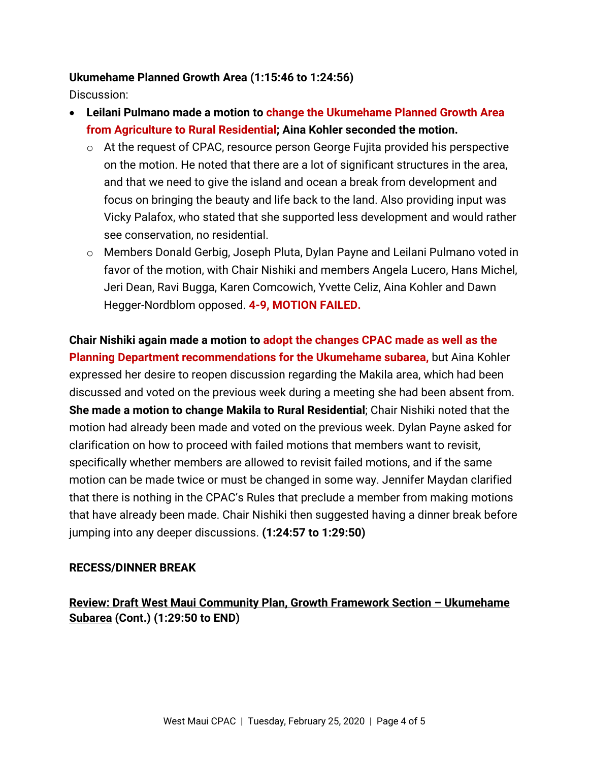**Ukumehame Planned Growth Area (1:15:46 to 1:24:56)**

Discussion:

- **Leilani Pulmano made a motion to change the Ukumehame Planned Growth Area from Agriculture to Rural Residential; Aina Kohler seconded the motion.**
  - At the request of CPAC, resource person George Fujita provided his perspective on the motion. He noted that there are a lot of significant structures in the area, and that we need to give the island and ocean a break from development and focus on bringing the beauty and life back to the land. Also providing input was Vicky Palafox, who stated that she supported less development and would rather see conservation, no residential.
  - Members Donald Gerbig, Joseph Pluta, Dylan Payne and Leilani Pulmano voted in favor of the motion, with Chair Nishiki and members Angela Lucero, Hans Michel, Jeri Dean, Ravi Bugga, Karen Comcowich, Yvette Celiz, Aina Kohler and Dawn Hegger-Nordblom opposed. **4-9, MOTION FAILED.**

**Chair Nishiki again made a motion to adopt the changes CPAC made as well as the Planning Department recommendations for the Ukumehame subarea,** but Aina Kohler expressed her desire to reopen discussion regarding the Makila area, which had been discussed and voted on the previous week during a meeting she had been absent from. **She made a motion to change Makila to Rural Residential**; Chair Nishiki noted that the motion had already been made and voted on the previous week. Dylan Payne asked for clarification on how to proceed with failed motions that members want to revisit, specifically whether members are allowed to revisit failed motions, and if the same motion can be made twice or must be changed in some way. Jennifer Maydan clarified that there is nothing in the CPAC's Rules that preclude a member from making motions that have already been made. Chair Nishiki then suggested having a dinner break before jumping into any deeper discussions. **(1:24:57 to 1:29:50)**

**RECESS/DINNER BREAK**

**Review: Draft West Maui Community Plan, Growth Framework Section – Ukumehame Subarea (Cont.) (1:29:50 to END)**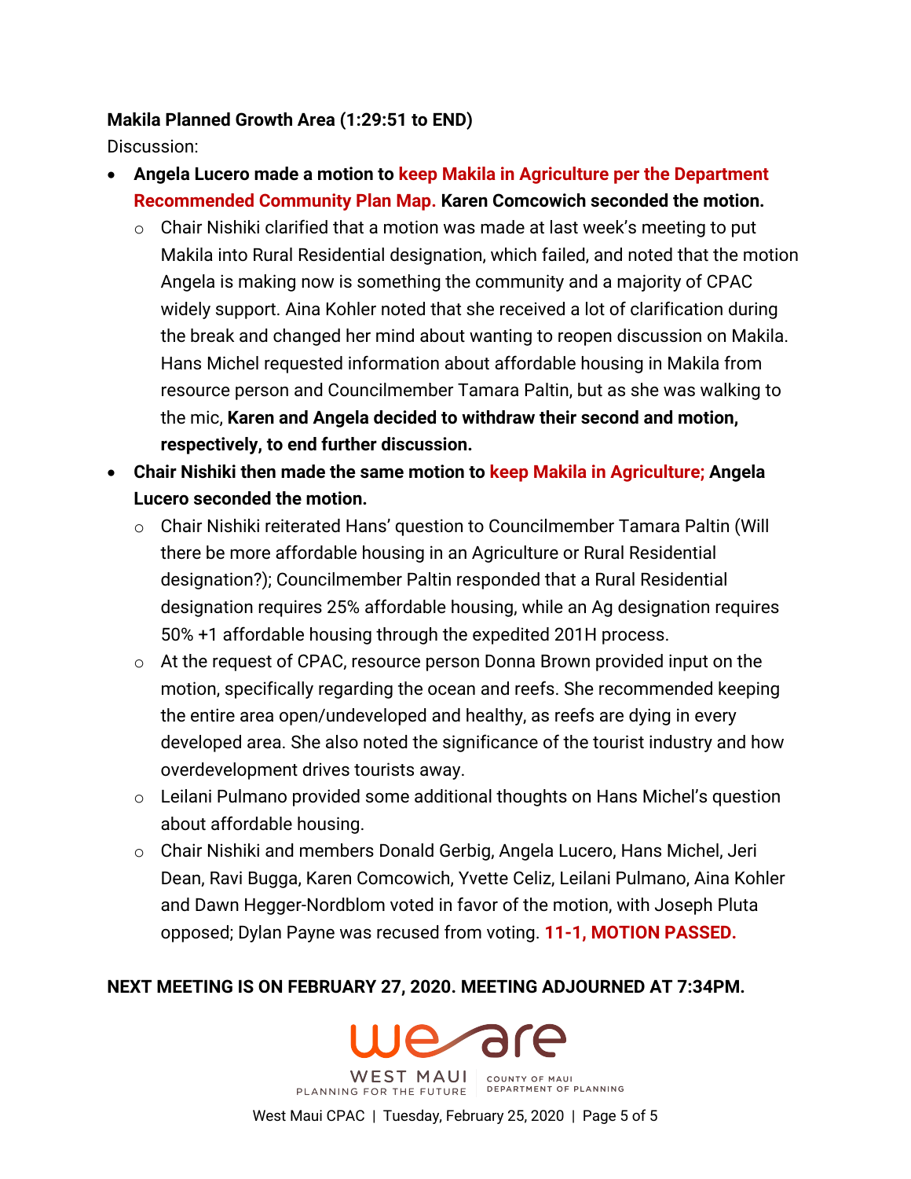**Makila Planned Growth Area (1:29:51 to END)**

Discussion:

- **Angela Lucero made a motion to keep Makila in Agriculture per the Department Recommended Community Plan Map. Karen Comcowich seconded the motion.**
  - Chair Nishiki clarified that a motion was made at last week's meeting to put Makila into Rural Residential designation, which failed, and noted that the motion Angela is making now is something the community and a majority of CPAC widely support. Aina Kohler noted that she received a lot of clarification during the break and changed her mind about wanting to reopen discussion on Makila. Hans Michel requested information about affordable housing in Makila from resource person and Councilmember Tamara Paltin, but as she was walking to the mic, **Karen and Angela decided to withdraw their second and motion, respectively, to end further discussion.**
- **Chair Nishiki then made the same motion to keep Makila in Agriculture; Angela Lucero seconded the motion.**
  - Chair Nishiki reiterated Hans' question to Councilmember Tamara Paltin (Will there be more affordable housing in an Agriculture or Rural Residential designation?); Councilmember Paltin responded that a Rural Residential designation requires 25% affordable housing, while an Ag designation requires 50% +1 affordable housing through the expedited 201H process.
  - At the request of CPAC, resource person Donna Brown provided input on the motion, specifically regarding the ocean and reefs. She recommended keeping the entire area open/undeveloped and healthy, as reefs are dying in every developed area. She also noted the significance of the tourist industry and how overdevelopment drives tourists away.
  - Leilani Pulmano provided some additional thoughts on Hans Michel's question about affordable housing.
  - Chair Nishiki and members Donald Gerbig, Angela Lucero, Hans Michel, Jeri Dean, Ravi Bugga, Karen Comcowich, Yvette Celiz, Leilani Pulmano, Aina Kohler and Dawn Hegger-Nordblom voted in favor of the motion, with Joseph Pluta opposed; Dylan Payne was recused from voting. **11-1, MOTION PASSED.**

**NEXT MEETING IS ON FEBRUARY 27, 2020. MEETING ADJOURNED AT 7:34PM.**